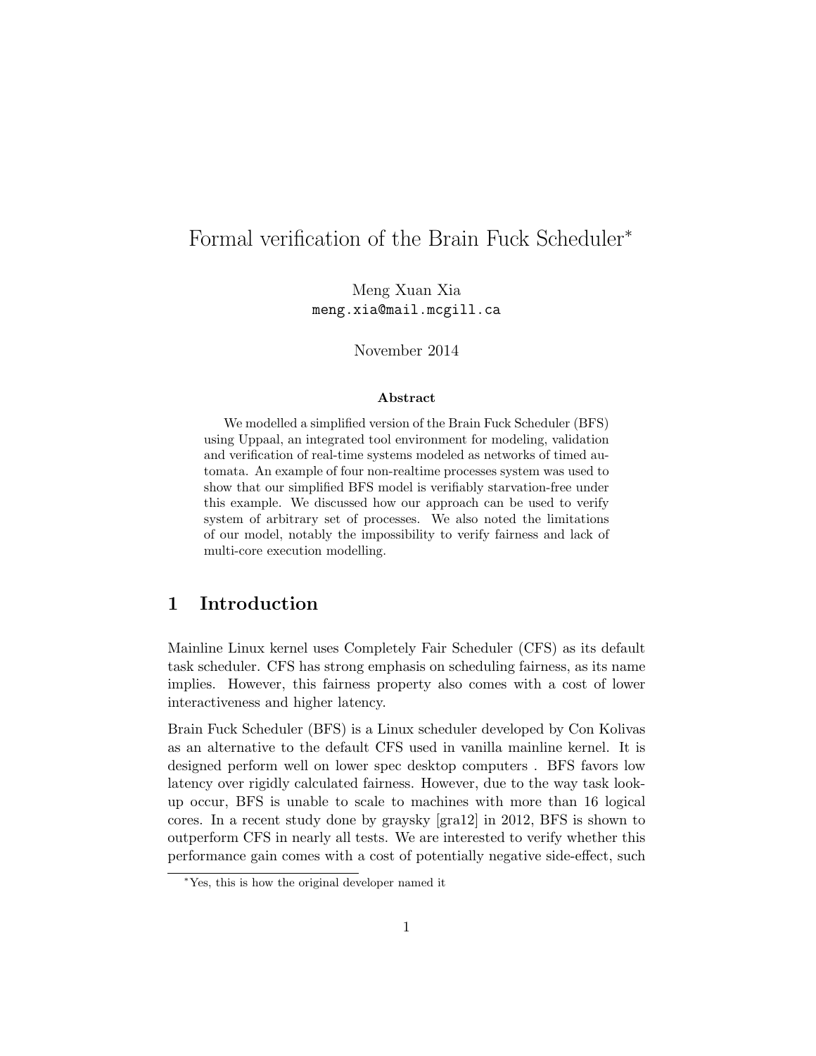# Formal verification of the Brain Fuck Scheduler*

Meng Xuan Xia
meng.xia@mail.mcgill.ca

November 2014

### Abstract

We modelled a simplified version of the Brain Fuck Scheduler (BFS) using Uppaal, an integrated tool environment for modeling, validation and verification of real-time systems modeled as networks of timed automata. An example of four non-realtime processes system was used to show that our simplified BFS model is verifiably starvation-free under this example. We discussed how our approach can be used to verify system of arbitrary set of processes. We also noted the limitations of our model, notably the impossibility to verify fairness and lack of multi-core execution modelling.

## 1 Introduction

Mainline Linux kernel uses Completely Fair Scheduler (CFS) as its default task scheduler. CFS has strong emphasis on scheduling fairness, as its name implies. However, this fairness property also comes with a cost of lower interactiveness and higher latency.

Brain Fuck Scheduler (BFS) is a Linux scheduler developed by Con Kolivas as an alternative to the default CFS used in vanilla mainline kernel. It is designed perform well on lower spec desktop computers . BFS favors low latency over rigidly calculated fairness. However, due to the way task look-up occur, BFS is unable to scale to machines with more than 16 logical cores. In a recent study done by graysky [gra12] in 2012, BFS is shown to outperform CFS in nearly all tests. We are interested to verify whether this performance gain comes with a cost of potentially negative side-effect, such

*Yes, this is how the original developer named it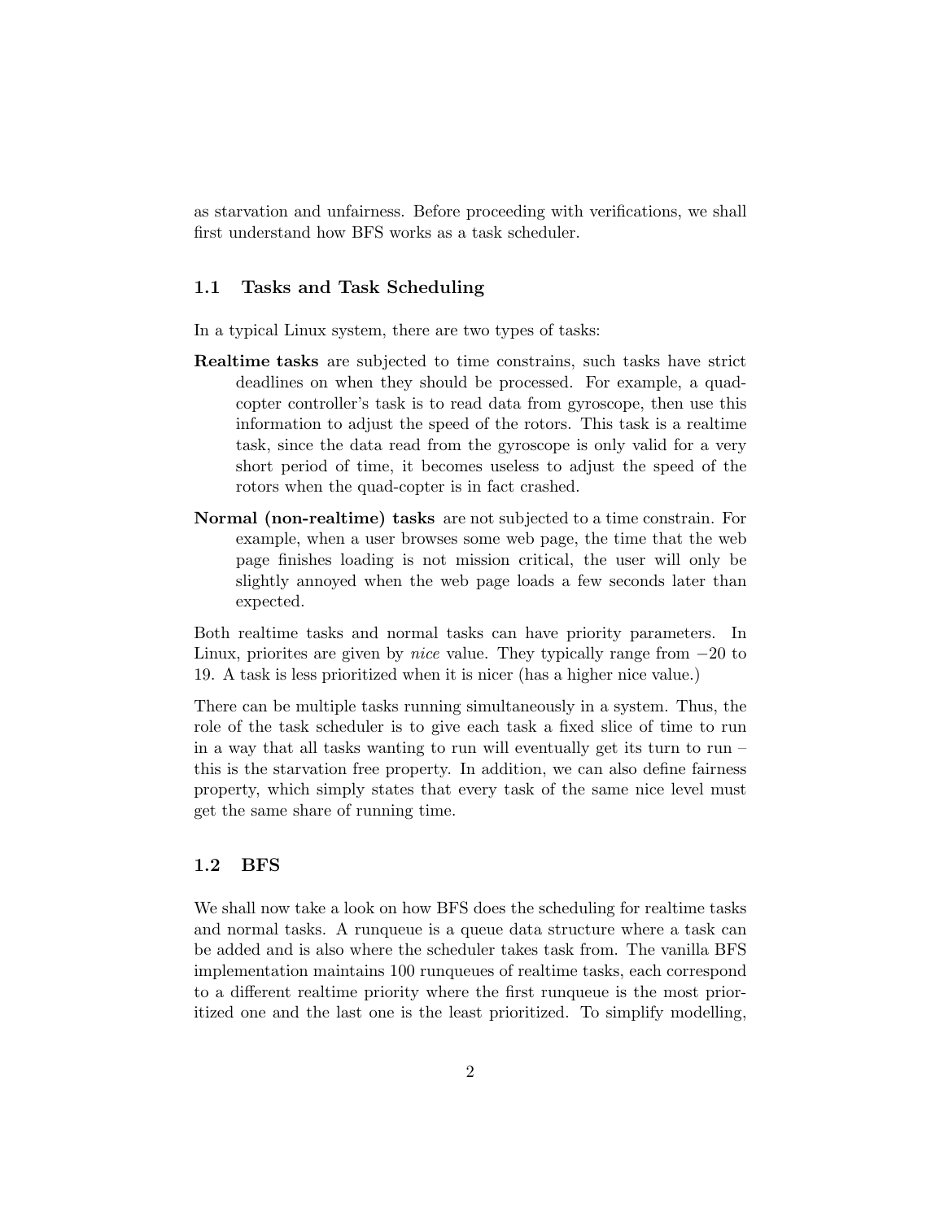as starvation and unfairness. Before proceeding with verifications, we shall first understand how BFS works as a task scheduler.

### 1.1 Tasks and Task Scheduling

In a typical Linux system, there are two types of tasks:

**Realtime tasks** are subjected to time constrains, such tasks have strict deadlines on when they should be processed. For example, a quad-copter controller's task is to read data from gyroscope, then use this information to adjust the speed of the rotors. This task is a realtime task, since the data read from the gyroscope is only valid for a very short period of time, it becomes useless to adjust the speed of the rotors when the quad-copter is in fact crashed.

**Normal (non-realtime) tasks** are not subjected to a time constrain. For example, when a user browses some web page, the time that the web page finishes loading is not mission critical, the user will only be slightly annoyed when the web page loads a few seconds later than expected.

Both realtime tasks and normal tasks can have priority parameters. In Linux, priorites are given by *nice* value. They typically range from $-20$ to 19. A task is less prioritized when it is nicer (has a higher nice value.)

There can be multiple tasks running simultaneously in a system. Thus, the role of the task scheduler is to give each task a fixed slice of time to run in a way that all tasks wanting to run will eventually get its turn to run – this is the starvation free property. In addition, we can also define fairness property, which simply states that every task of the same nice level must get the same share of running time.

### 1.2 BFS

We shall now take a look on how BFS does the scheduling for realtime tasks and normal tasks. A runqueue is a queue data structure where a task can be added and is also where the scheduler takes task from. The vanilla BFS implementation maintains 100 runqueues of realtime tasks, each correspond to a different realtime priority where the first runqueue is the most prioritized one and the last one is the least prioritized. To simplify modelling,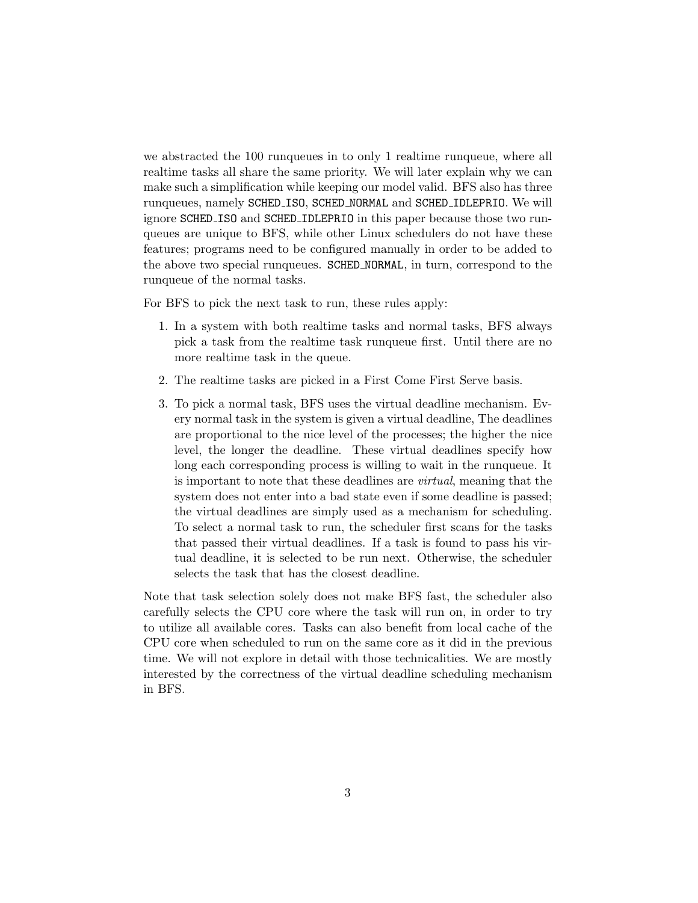we abstracted the 100 runqueues in to only 1 realtime runqueue, where all realtime tasks all share the same priority. We will later explain why we can make such a simplification while keeping our model valid. BFS also has three runqueues, namely `SCHED_ISO`, `SCHED_NORMAL` and `SCHED_IDLEPRIO`. We will ignore `SCHED_ISO` and `SCHED_IDLEPRIO` in this paper because those two runqueues are unique to BFS, while other Linux schedulers do not have these features; programs need to be configured manually in order to be added to the above two special runqueues. `SCHED_NORMAL`, in turn, correspond to the runqueue of the normal tasks.

For BFS to pick the next task to run, these rules apply:

1. In a system with both realtime tasks and normal tasks, BFS always pick a task from the realtime task runqueue first. Until there are no more realtime task in the queue.
2. The realtime tasks are picked in a First Come First Serve basis.
3. To pick a normal task, BFS uses the virtual deadline mechanism. Every normal task in the system is given a virtual deadline, The deadlines are proportional to the nice level of the processes; the higher the nice level, the longer the deadline. These virtual deadlines specify how long each corresponding process is willing to wait in the runqueue. It is important to note that these deadlines are *virtual*, meaning that the system does not enter into a bad state even if some deadline is passed; the virtual deadlines are simply used as a mechanism for scheduling. To select a normal task to run, the scheduler first scans for the tasks that passed their virtual deadlines. If a task is found to pass his virtual deadline, it is selected to be run next. Otherwise, the scheduler selects the task that has the closest deadline.

Note that task selection solely does not make BFS fast, the scheduler also carefully selects the CPU core where the task will run on, in order to try to utilize all available cores. Tasks can also benefit from local cache of the CPU core when scheduled to run on the same core as it did in the previous time. We will not explore in detail with those technicalities. We are mostly interested by the correctness of the virtual deadline scheduling mechanism in BFS.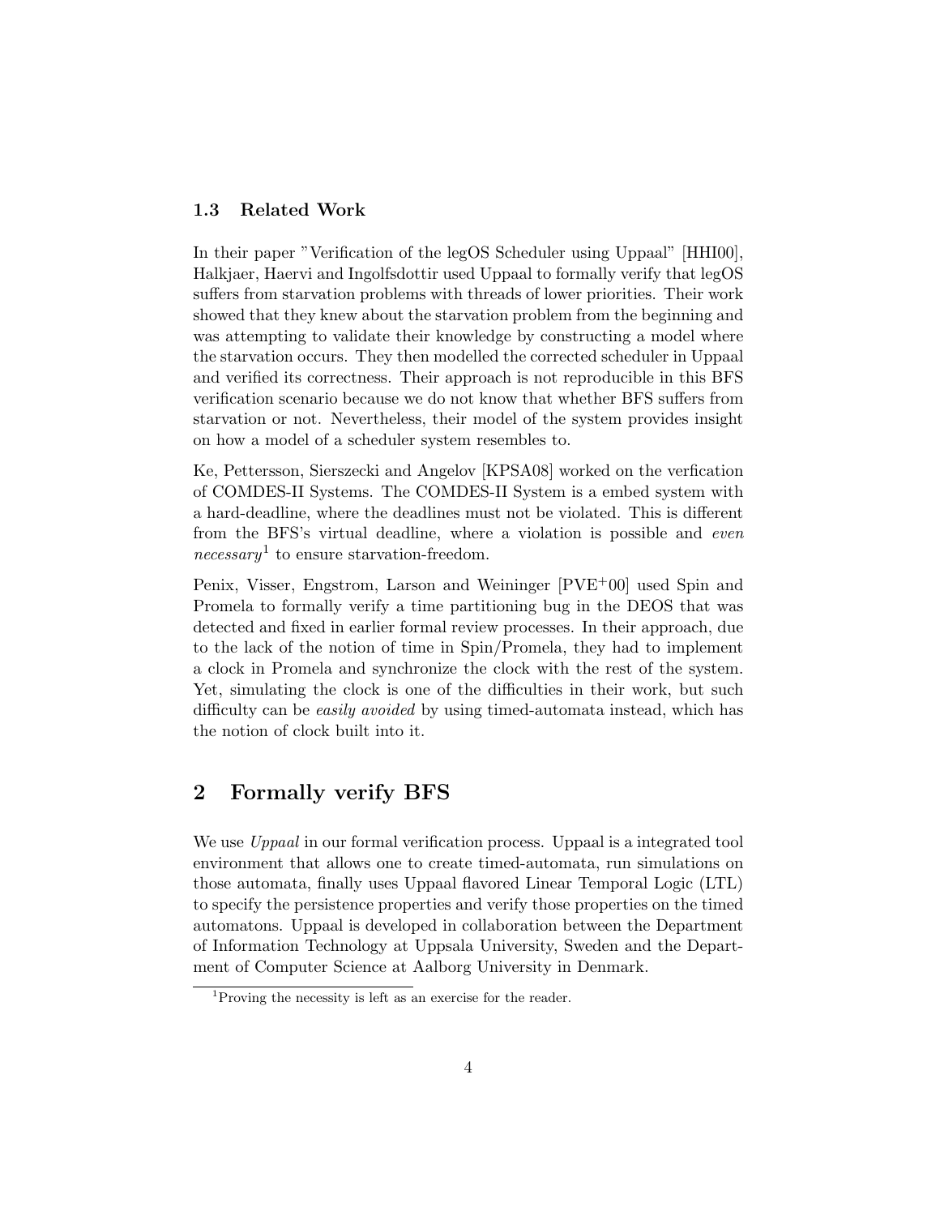### 1.3 Related Work

In their paper "Verification of the legOS Scheduler using Uppaal" [HHI00], Halkjaer, Haervi and Ingolfsdottir used Uppaal to formally verify that legOS suffers from starvation problems with threads of lower priorities. Their work showed that they knew about the starvation problem from the beginning and was attempting to validate their knowledge by constructing a model where the starvation occurs. They then modelled the corrected scheduler in Uppaal and verified its correctness. Their approach is not reproducible in this BFS verification scenario because we do not know that whether BFS suffers from starvation or not. Nevertheless, their model of the system provides insight on how a model of a scheduler system resembles to.

Ke, Pettersson, Sierszecki and Angelov [KPSA08] worked on the verfication of COMDES-II Systems. The COMDES-II System is a embed system with a hard-deadline, where the deadlines must not be violated. This is different from the BFS's virtual deadline, where a violation is possible and *even necessary*[1] to ensure starvation-freedom.

Penix, Visser, Engstrom, Larson and Weininger [PVE+00] used Spin and Promela to formally verify a time partitioning bug in the DEOS that was detected and fixed in earlier formal review processes. In their approach, due to the lack of the notion of time in Spin/Promela, they had to implement a clock in Promela and synchronize the clock with the rest of the system. Yet, simulating the clock is one of the difficulties in their work, but such difficulty can be *easily avoided* by using timed-automata instead, which has the notion of clock built into it.

## 2 Formally verify BFS

We use *Uppaal* in our formal verification process. Uppaal is a integrated tool environment that allows one to create timed-automata, run simulations on those automata, finally uses Uppaal flavored Linear Temporal Logic (LTL) to specify the persistence properties and verify those properties on the timed automatons. Uppaal is developed in collaboration between the Department of Information Technology at Uppsala University, Sweden and the Department of Computer Science at Aalborg University in Denmark.

[1] Proving the necessity is left as an exercise for the reader.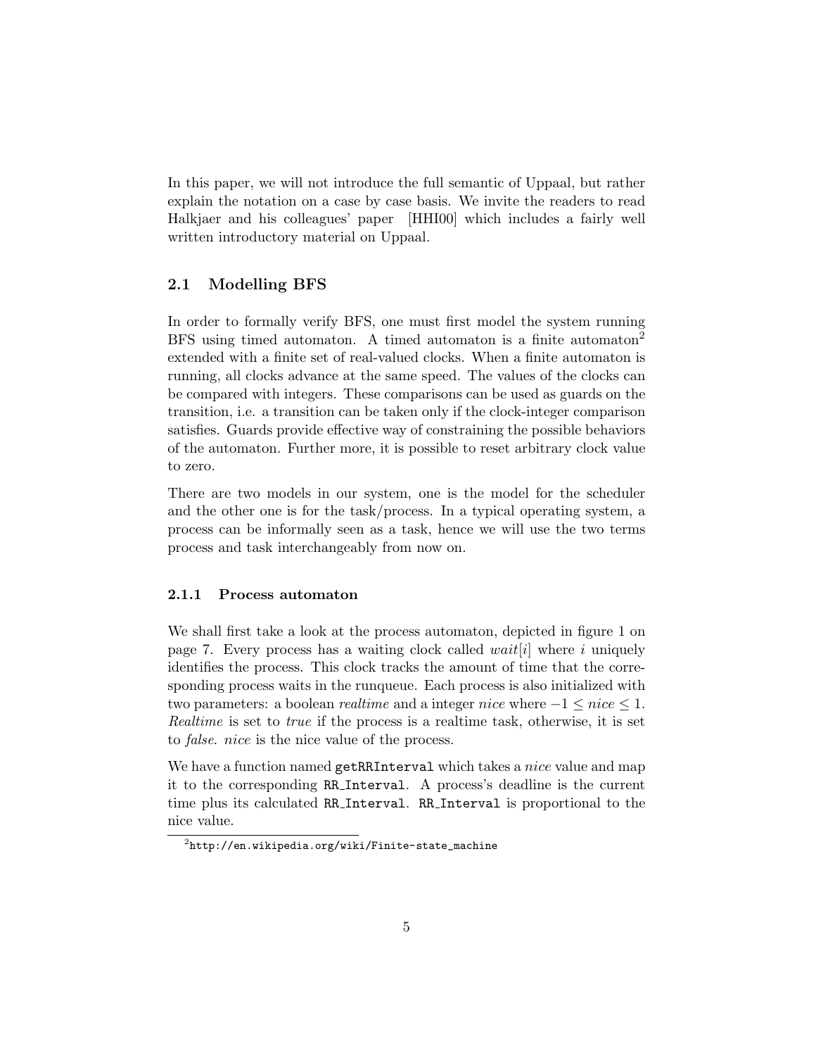In this paper, we will not introduce the full semantic of Uppaal, but rather explain the notation on a case by case basis. We invite the readers to read Halkjaer and his colleagues' paper [HHI00] which includes a fairly well written introductory material on Uppaal.

## 2.1 Modelling BFS

In order to formally verify BFS, one must first model the system running BFS using timed automaton. A timed automaton is a finite automaton[2] extended with a finite set of real-valued clocks. When a finite automaton is running, all clocks advance at the same speed. The values of the clocks can be compared with integers. These comparisons can be used as guards on the transition, i.e. a transition can be taken only if the clock-integer comparison satisfies. Guards provide effective way of constraining the possible behaviors of the automaton. Further more, it is possible to reset arbitrary clock value to zero.

There are two models in our system, one is the model for the scheduler and the other one is for the task/process. In a typical operating system, a process can be informally seen as a task, hence we will use the two terms process and task interchangeably from now on.

### 2.1.1 Process automaton

We shall first take a look at the process automaton, depicted in figure 1 on page 7. Every process has a waiting clock called $wait[i]$ where $i$ uniquely identifies the process. This clock tracks the amount of time that the corresponding process waits in the runqueue. Each process is also initialized with two parameters: a boolean *realtime* and a integer *nice* where $-1 \leq nice \leq 1$. *Realtime* is set to *true* if the process is a realtime task, otherwise, it is set to *false*. *nice* is the nice value of the process.

We have a function named `getRRInterval` which takes a *nice* value and map it to the corresponding `RR_Interval`. A process's deadline is the current time plus its calculated `RR_Interval`. `RR_Interval` is proportional to the nice value.

[2] `http://en.wikipedia.org/wiki/Finite-state_machine`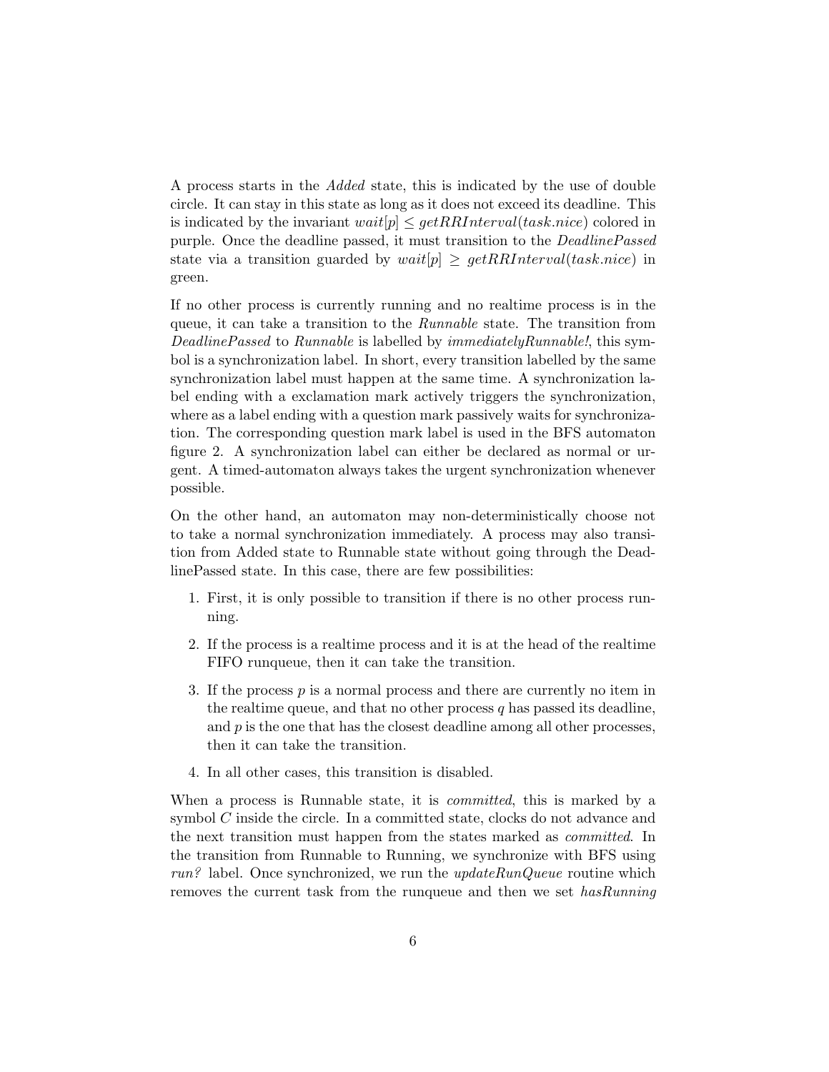A process starts in the *Added* state, this is indicated by the use of double circle. It can stay in this state as long as it does not exceed its deadline. This is indicated by the invariant $wait[p] \leq getRRInterval(task.nice)$ colored in purple. Once the deadline passed, it must transition to the *DeadlinePassed* state via a transition guarded by $wait[p] \geq getRRInterval(task.nice)$ in green.

If no other process is currently running and no realtime process is in the queue, it can take a transition to the *Runnable* state. The transition from *DeadlinePassed* to *Runnable* is labelled by *immediatelyRunnable!*, this symbol is a synchronization label. In short, every transition labelled by the same synchronization label must happen at the same time. A synchronization label ending with a exclamation mark actively triggers the synchronization, where as a label ending with a question mark passively waits for synchronization. The corresponding question mark label is used in the BFS automaton figure 2. A synchronization label can either be declared as normal or urgent. A timed-automaton always takes the urgent synchronization whenever possible.

On the other hand, an automaton may non-deterministically choose not to take a normal synchronization immediately. A process may also transition from Added state to Runnable state without going through the DeadlinePassed state. In this case, there are few possibilities:

1. First, it is only possible to transition if there is no other process running.
2. If the process is a realtime process and it is at the head of the realtime FIFO runqueue, then it can take the transition.
3. If the process $p$ is a normal process and there are currently no item in the realtime queue, and that no other process $q$ has passed its deadline, and $p$ is the one that has the closest deadline among all other processes, then it can take the transition.
4. In all other cases, this transition is disabled.

When a process is Runnable state, it is *committed*, this is marked by a symbol $C$ inside the circle. In a committed state, clocks do not advance and the next transition must happen from the states marked as *committed*. In the transition from Runnable to Running, we synchronize with BFS using *run?* label. Once synchronized, we run the *updateRunQueue* routine which removes the current task from the runqueue and then we set *hasRunning*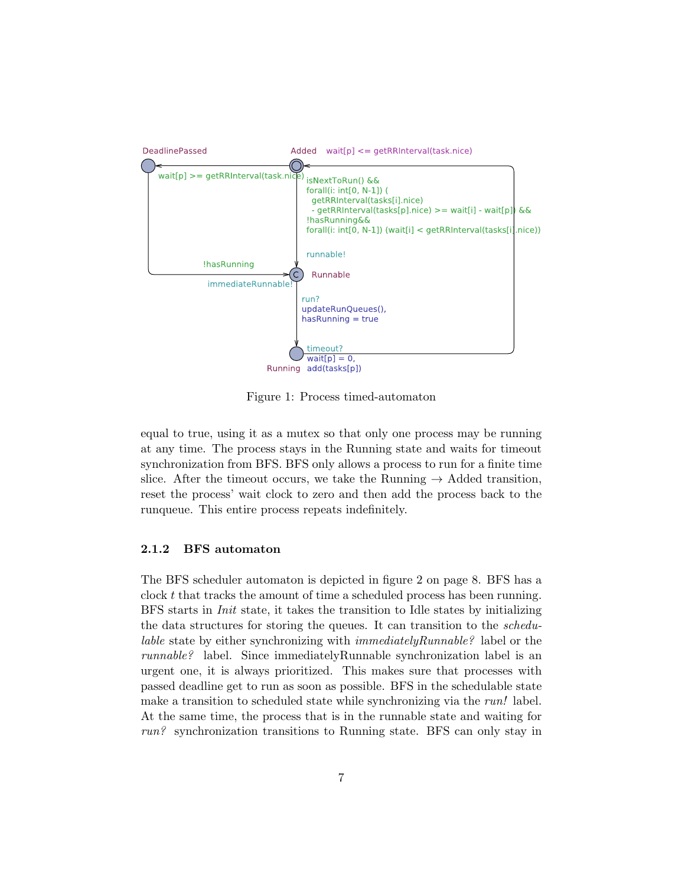Figure 1: Process timed-automaton

equal to true, using it as a mutex so that only one process may be running at any time. The process stays in the Running state and waits for timeout synchronization from BFS. BFS only allows a process to run for a finite time slice. After the timeout occurs, we take the Running → Added transition, reset the process' wait clock to zero and then add the process back to the runqueue. This entire process repeats indefinitely.

### 2.1.2 BFS automaton

The BFS scheduler automaton is depicted in figure 2 on page 8. BFS has a clock $t$ that tracks the amount of time a scheduled process has been running. BFS starts in *Init* state, it takes the transition to Idle states by initializing the data structures for storing the queues. It can transition to the *schedulable* state by either synchronizing with *immediatelyRunnable?* label or the *runnable?* label. Since immediatelyRunnable synchronization label is an urgent one, it is always prioritized. This makes sure that processes with passed deadline get to run as soon as possible. BFS in the schedulable state make a transition to scheduled state while synchronizing via the *run!* label. At the same time, the process that is in the runnable state and waiting for *run?* synchronization transitions to Running state. BFS can only stay in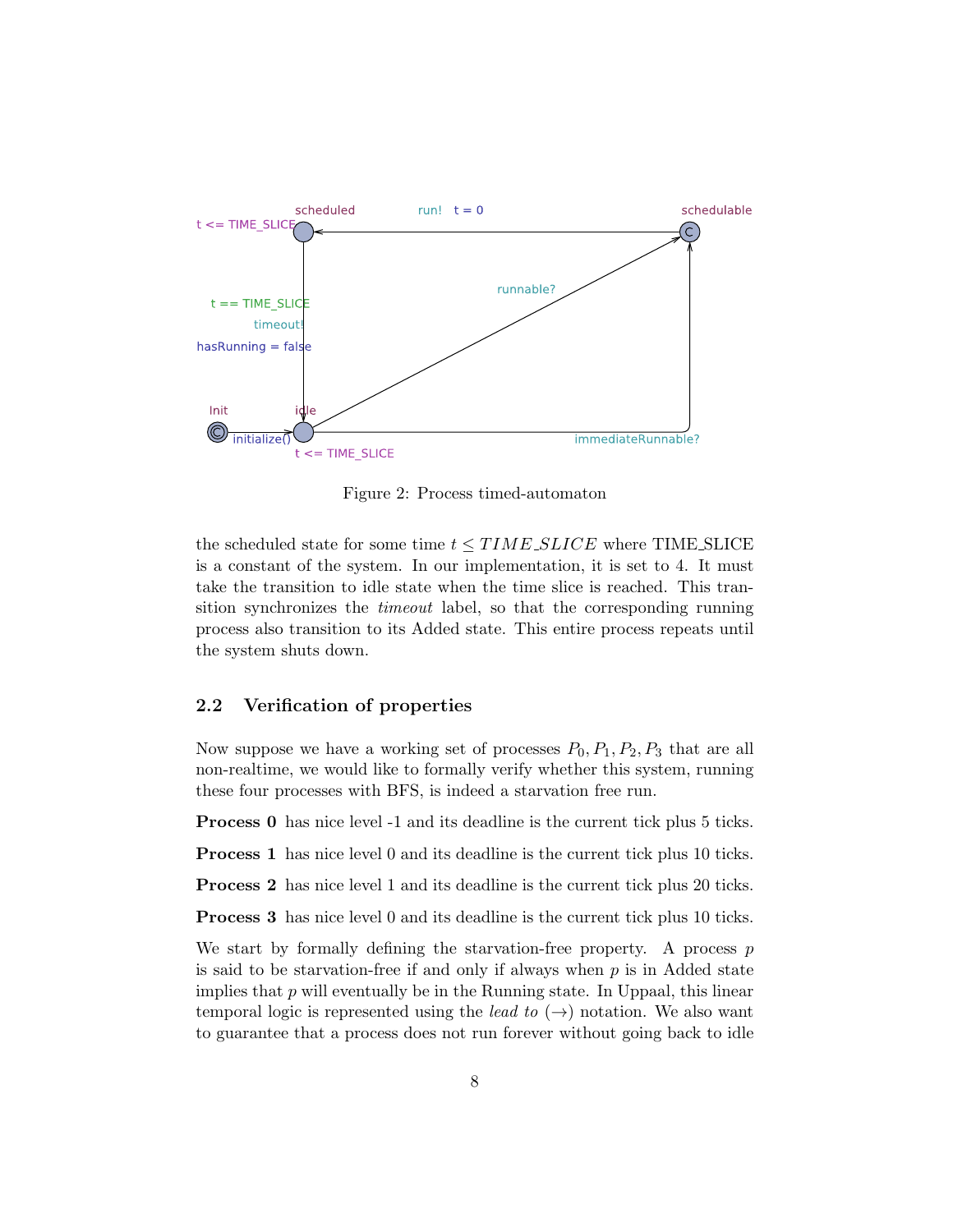Figure 2: Process timed-automaton

the scheduled state for some time $t \leq TIME\_SLICE$ where TIME_SLICE is a constant of the system. In our implementation, it is set to 4. It must take the transition to idle state when the time slice is reached. This transition synchronizes the *timeout* label, so that the corresponding running process also transition to its Added state. This entire process repeats until the system shuts down.

### 2.2 Verification of properties

Now suppose we have a working set of processes $P_0, P_1, P_2, P_3$ that are all non-realtime, we would like to formally verify whether this system, running these four processes with BFS, is indeed a starvation free run.

**Process 0** has nice level -1 and its deadline is the current tick plus 5 ticks.

**Process 1** has nice level 0 and its deadline is the current tick plus 10 ticks.

**Process 2** has nice level 1 and its deadline is the current tick plus 20 ticks.

**Process 3** has nice level 0 and its deadline is the current tick plus 10 ticks.

We start by formally defining the starvation-free property. A process $p$ is said to be starvation-free if and only if always when $p$ is in Added state implies that $p$ will eventually be in the Running state. In Uppaal, this linear temporal logic is represented using the *lead to* ($\rightarrow$) notation. We also want to guarantee that a process does not run forever without going back to idle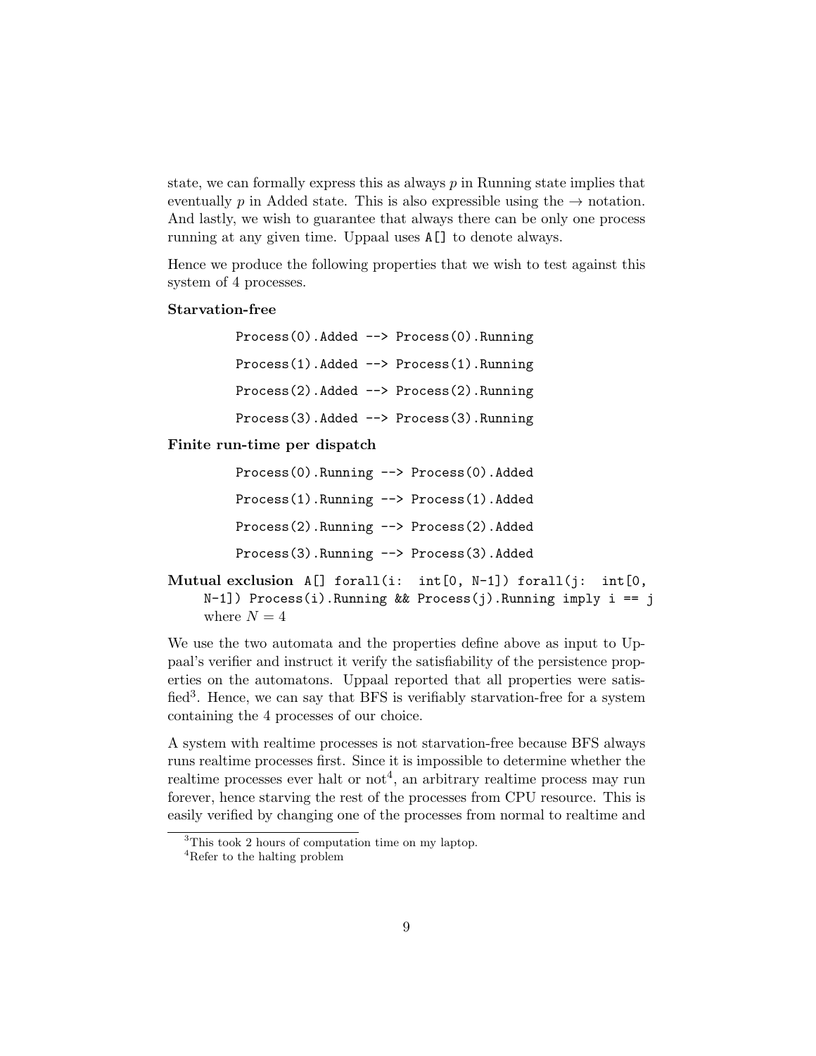state, we can formally express this as always $p$ in Running state implies that eventually $p$ in Added state. This is also expressible using the $\rightarrow$ notation. And lastly, we wish to guarantee that always there can be only one process running at any given time. Uppaal uses `A[]` to denote always.

Hence we produce the following properties that we wish to test against this system of 4 processes.

**Starvation-free**

```
Process(0).Added --> Process(0).Running
Process(1).Added --> Process(1).Running
Process(2).Added --> Process(2).Running
Process(3).Added --> Process(3).Running
```

**Finite run-time per dispatch**

```
Process(0).Running --> Process(0).Added
Process(1).Running --> Process(1).Added
Process(2).Running --> Process(2).Added
Process(3).Running --> Process(3).Added
```

**Mutual exclusion** `A[] forall(i: int[0, N-1]) forall(j: int[0, N-1]) Process(i).Running && Process(j).Running imply i == j` where $N = 4$

We use the two automata and the properties define above as input to Uppaal's verifier and instruct it verify the satisfiability of the persistence properties on the automatons. Uppaal reported that all properties were satisfied[3]. Hence, we can say that BFS is verifiably starvation-free for a system containing the 4 processes of our choice.

A system with realtime processes is not starvation-free because BFS always runs realtime processes first. Since it is impossible to determine whether the realtime processes ever halt or not[4], an arbitrary realtime process may run forever, hence starving the rest of the processes from CPU resource. This is easily verified by changing one of the processes from normal to realtime and

[3] This took 2 hours of computation time on my laptop.

[4] Refer to the halting problem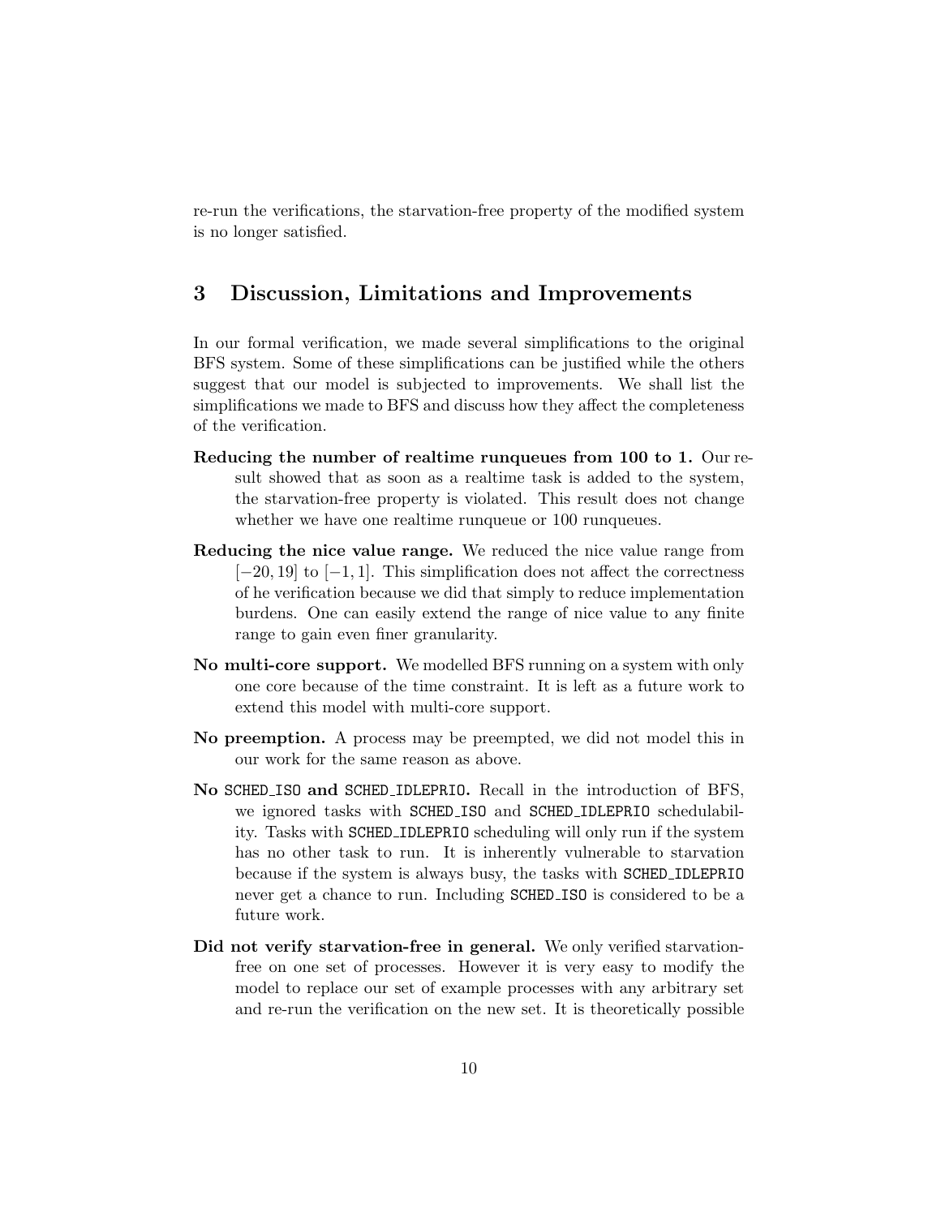re-run the verifications, the starvation-free property of the modified system is no longer satisfied.

## 3 Discussion, Limitations and Improvements

In our formal verification, we made several simplifications to the original BFS system. Some of these simplifications can be justified while the others suggest that our model is subjected to improvements. We shall list the simplifications we made to BFS and discuss how they affect the completeness of the verification.

**Reducing the number of realtime runqueues from 100 to 1.** Our result showed that as soon as a realtime task is added to the system, the starvation-free property is violated. This result does not change whether we have one realtime runqueue or 100 runqueues.

**Reducing the nice value range.** We reduced the nice value range from $[-20, 19]$ to $[-1, 1]$. This simplification does not affect the correctness of he verification because we did that simply to reduce implementation burdens. One can easily extend the range of nice value to any finite range to gain even finer granularity.

**No multi-core support.** We modelled BFS running on a system with only one core because of the time constraint. It is left as a future work to extend this model with multi-core support.

**No preemption.** A process may be preempted, we did not model this in our work for the same reason as above.

**No `SCHED_ISO` and `SCHED_IDLEPRIO`.** Recall in the introduction of BFS, we ignored tasks with `SCHED_ISO` and `SCHED_IDLEPRIO` schedulability. Tasks with `SCHED_IDLEPRIO` scheduling will only run if the system has no other task to run. It is inherently vulnerable to starvation because if the system is always busy, the tasks with `SCHED_IDLEPRIO` never get a chance to run. Including `SCHED_ISO` is considered to be a future work.

**Did not verify starvation-free in general.** We only verified starvation-free on one set of processes. However it is very easy to modify the model to replace our set of example processes with any arbitrary set and re-run the verification on the new set. It is theoretically possible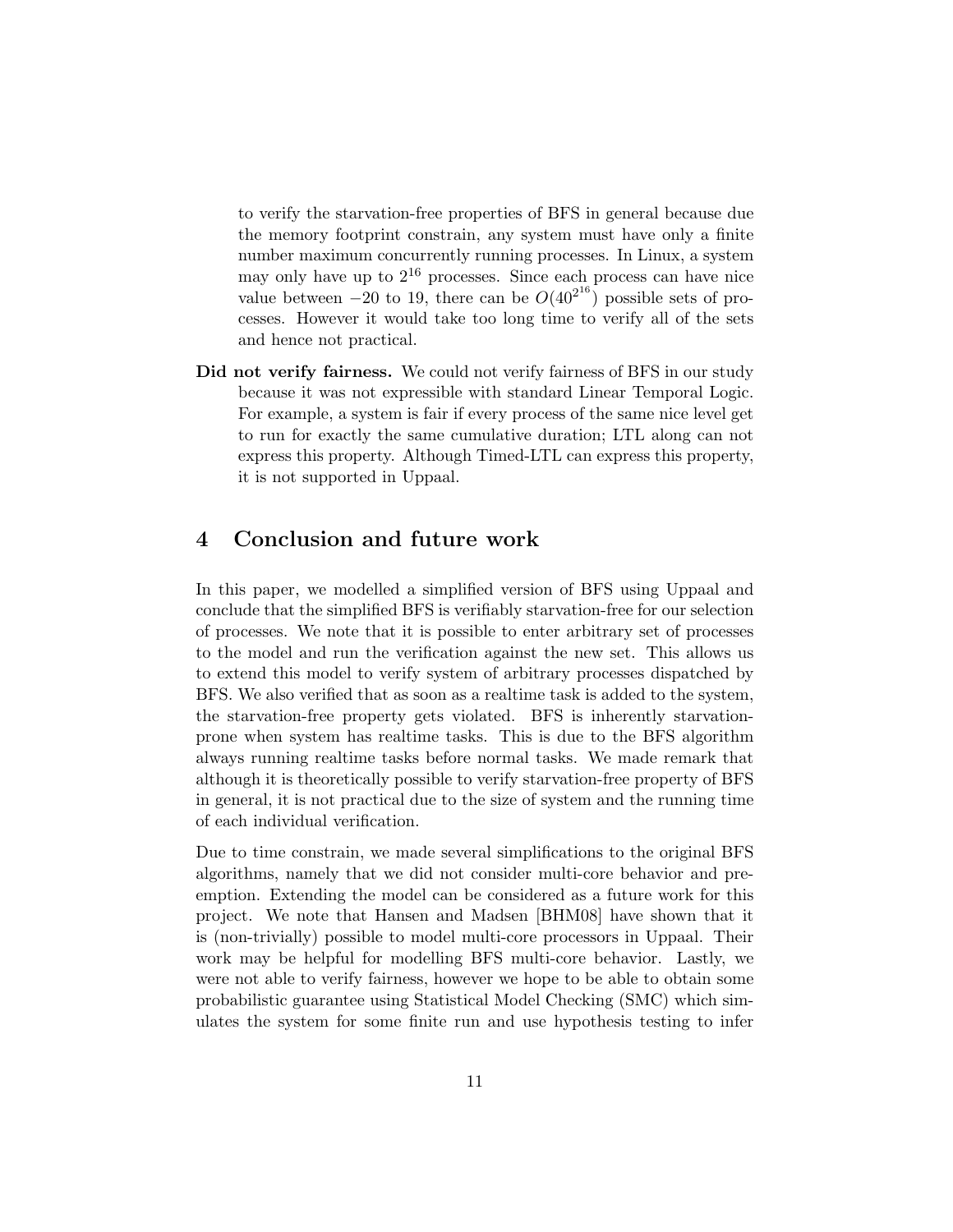to verify the starvation-free properties of BFS in general because due the memory footprint constrain, any system must have only a finite number maximum concurrently running processes. In Linux, a system may only have up to $2^{16}$ processes. Since each process can have nice value between $-20$ to 19, there can be $O(40^{2^{16}})$ possible sets of processes. However it would take too long time to verify all of the sets and hence not practical.

**Did not verify fairness.** We could not verify fairness of BFS in our study because it was not expressible with standard Linear Temporal Logic. For example, a system is fair if every process of the same nice level get to run for exactly the same cumulative duration; LTL along can not express this property. Although Timed-LTL can express this property, it is not supported in Uppaal.

# 4 Conclusion and future work

In this paper, we modelled a simplified version of BFS using Uppaal and conclude that the simplified BFS is verifiably starvation-free for our selection of processes. We note that it is possible to enter arbitrary set of processes to the model and run the verification against the new set. This allows us to extend this model to verify system of arbitrary processes dispatched by BFS. We also verified that as soon as a realtime task is added to the system, the starvation-free property gets violated. BFS is inherently starvation-prone when system has realtime tasks. This is due to the BFS algorithm always running realtime tasks before normal tasks. We made remark that although it is theoretically possible to verify starvation-free property of BFS in general, it is not practical due to the size of system and the running time of each individual verification.

Due to time constrain, we made several simplifications to the original BFS algorithms, namely that we did not consider multi-core behavior and preemption. Extending the model can be considered as a future work for this project. We note that Hansen and Madsen [BHM08] have shown that it is (non-trivially) possible to model multi-core processors in Uppaal. Their work may be helpful for modelling BFS multi-core behavior. Lastly, we were not able to verify fairness, however we hope to be able to obtain some probabilistic guarantee using Statistical Model Checking (SMC) which simulates the system for some finite run and use hypothesis testing to infer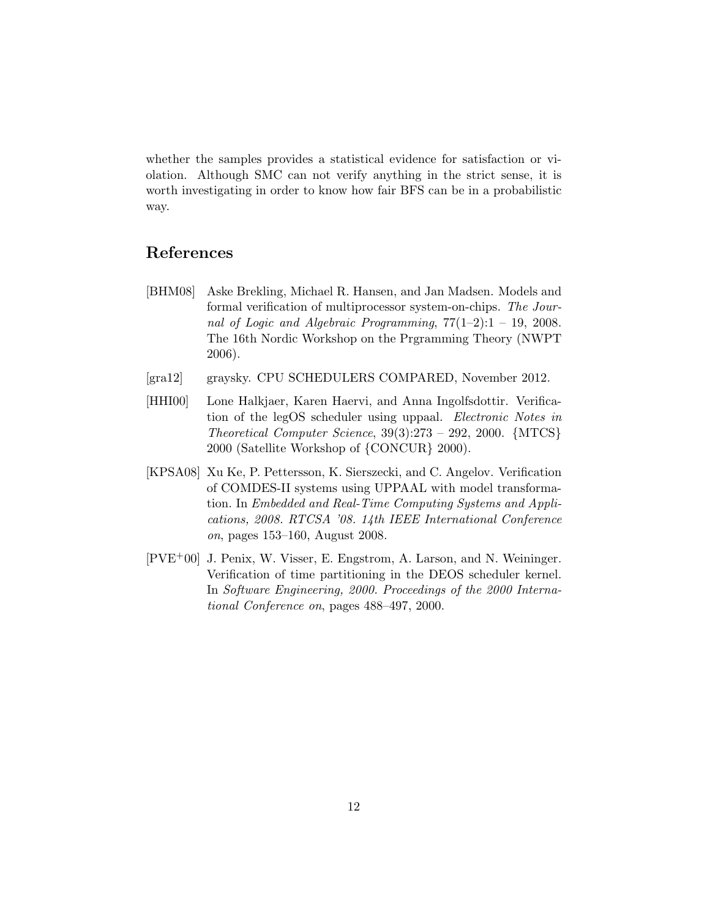whether the samples provides a statistical evidence for satisfaction or violation. Although SMC can not verify anything in the strict sense, it is worth investigating in order to know how fair BFS can be in a probabilistic way.

## References

[BHM08] Aske Brekling, Michael R. Hansen, and Jan Madsen. Models and formal verification of multiprocessor system-on-chips. *The Journal of Logic and Algebraic Programming*, 77(1–2):1 – 19, 2008. The 16th Nordic Workshop on the Prgramming Theory (NWPT 2006).

[gra12] graysky. CPU SCHEDULERS COMPARED, November 2012.

[HHI00] Lone Halkjaer, Karen Haervi, and Anna Ingolfsdottir. Verification of the legOS scheduler using uppaal. *Electronic Notes in Theoretical Computer Science*, 39(3):273 – 292, 2000. {MTCS} 2000 (Satellite Workshop of {CONCUR} 2000).

[KPSA08] Xu Ke, P. Pettersson, K. Sierszecki, and C. Angelov. Verification of COMDES-II systems using UPPAAL with model transformation. In *Embedded and Real-Time Computing Systems and Applications, 2008. RTCSA '08. 14th IEEE International Conference on*, pages 153–160, August 2008.

[PVE+00] J. Penix, W. Visser, E. Engstrom, A. Larson, and N. Weininger. Verification of time partitioning in the DEOS scheduler kernel. In *Software Engineering, 2000. Proceedings of the 2000 International Conference on*, pages 488–497, 2000.